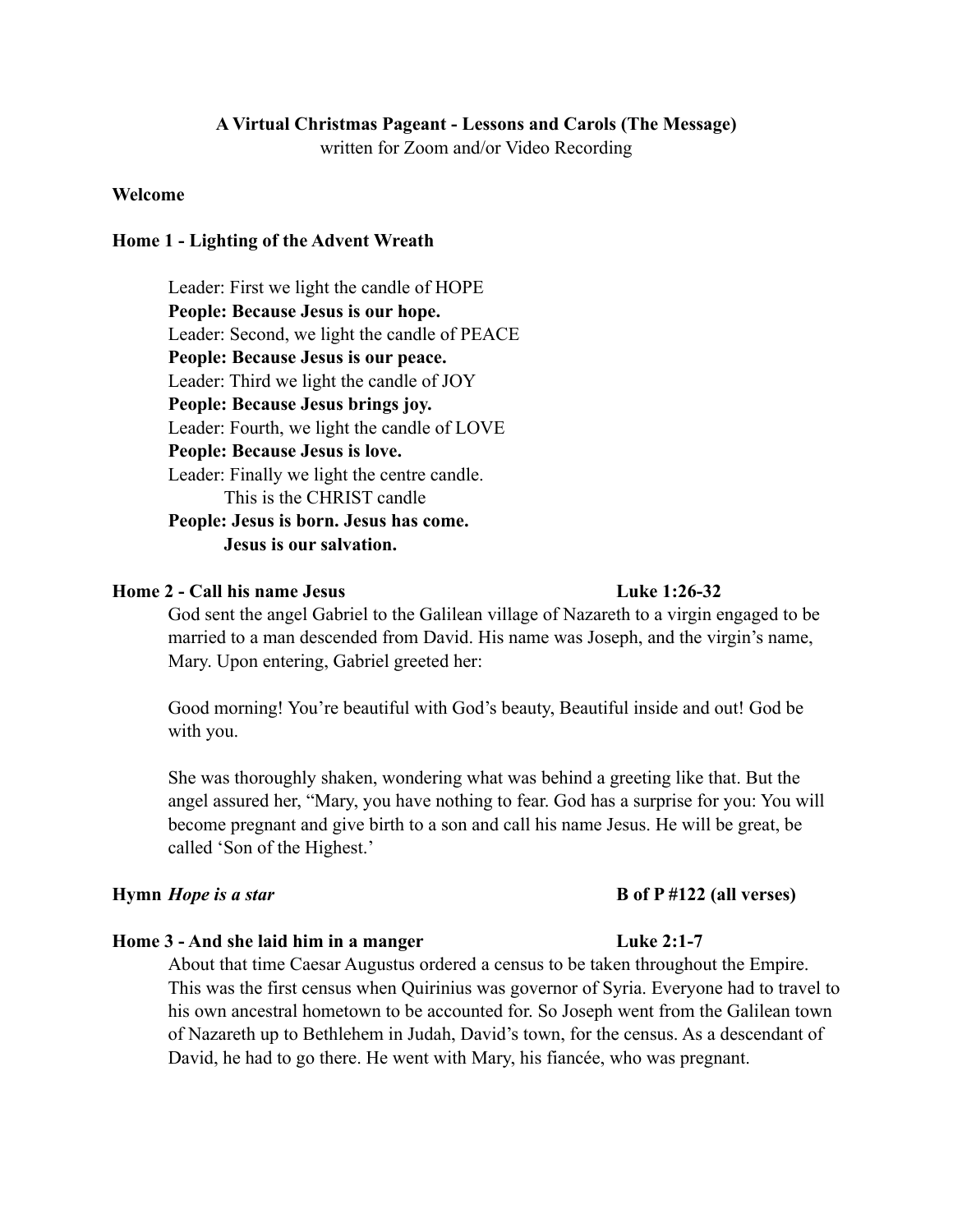**A Virtual Christmas Pageant - Lessons and Carols (The Message)**
written for Zoom and/or Video Recording

**Welcome**

**Home 1 - Lighting of the Advent Wreath**

Leader: First we light the candle of HOPE
**People: Because Jesus is our hope.**
Leader: Second, we light the candle of PEACE
**People: Because Jesus is our peace.**
Leader: Third we light the candle of JOY
**People: Because Jesus brings joy.**
Leader: Fourth, we light the candle of LOVE
**People: Because Jesus is love.**
Leader: Finally we light the centre candle.
This is the CHRIST candle
**People: Jesus is born. Jesus has come.
Jesus is our salvation.**

**Home 2 - Call his name Jesus** **Luke 1:26-32**

God sent the angel Gabriel to the Galilean village of Nazareth to a virgin engaged to be married to a man descended from David. His name was Joseph, and the virgin's name, Mary. Upon entering, Gabriel greeted her:

Good morning! You're beautiful with God's beauty, Beautiful inside and out! God be with you.

She was thoroughly shaken, wondering what was behind a greeting like that. But the angel assured her, "Mary, you have nothing to fear. God has a surprise for you: You will become pregnant and give birth to a son and call his name Jesus. He will be great, be called 'Son of the Highest.'

**Hymn *Hope is a star*** **B of P #122 (all verses)**

**Home 3 - And she laid him in a manger** **Luke 2:1-7**

About that time Caesar Augustus ordered a census to be taken throughout the Empire. This was the first census when Quirinius was governor of Syria. Everyone had to travel to his own ancestral hometown to be accounted for. So Joseph went from the Galilean town of Nazareth up to Bethlehem in Judah, David's town, for the census. As a descendant of David, he had to go there. He went with Mary, his fiancée, who was pregnant.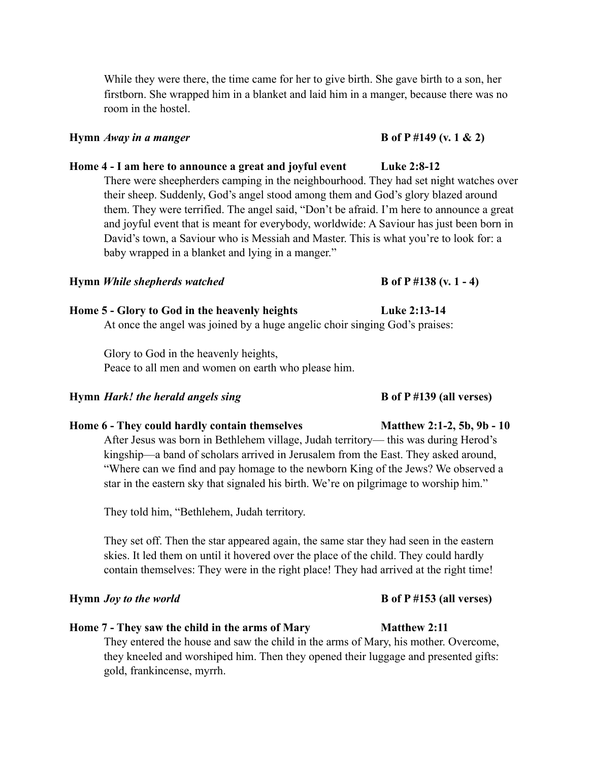While they were there, the time came for her to give birth. She gave birth to a son, her firstborn. She wrapped him in a blanket and laid him in a manger, because there was no room in the hostel.

**Hymn *Away in a manger*** **B of P #149 (v. 1 & 2)**

**Home 4 - I am here to announce a great and joyful event** **Luke 2:8-12**

There were sheepherders camping in the neighbourhood. They had set night watches over their sheep. Suddenly, God's angel stood among them and God's glory blazed around them. They were terrified. The angel said, "Don't be afraid. I'm here to announce a great and joyful event that is meant for everybody, worldwide: A Saviour has just been born in David's town, a Saviour who is Messiah and Master. This is what you're to look for: a baby wrapped in a blanket and lying in a manger."

**Hymn *While shepherds watched*** **B of P #138 (v. 1 - 4)**

**Home 5 - Glory to God in the heavenly heights** **Luke 2:13-14**

At once the angel was joined by a huge angelic choir singing God's praises:

Glory to God in the heavenly heights,
Peace to all men and women on earth who please him.

**Hymn *Hark! the herald angels sing*** **B of P #139 (all verses)**

**Home 6 - They could hardly contain themselves** **Matthew 2:1-2, 5b, 9b - 10**

After Jesus was born in Bethlehem village, Judah territory— this was during Herod's kingship—a band of scholars arrived in Jerusalem from the East. They asked around, "Where can we find and pay homage to the newborn King of the Jews? We observed a star in the eastern sky that signaled his birth. We're on pilgrimage to worship him."

They told him, "Bethlehem, Judah territory.

They set off. Then the star appeared again, the same star they had seen in the eastern skies. It led them on until it hovered over the place of the child. They could hardly contain themselves: They were in the right place! They had arrived at the right time!

**Hymn *Joy to the world*** **B of P #153 (all verses)**

**Home 7 - They saw the child in the arms of Mary** **Matthew 2:11**

They entered the house and saw the child in the arms of Mary, his mother. Overcome, they kneeled and worshiped him. Then they opened their luggage and presented gifts: gold, frankincense, myrrh.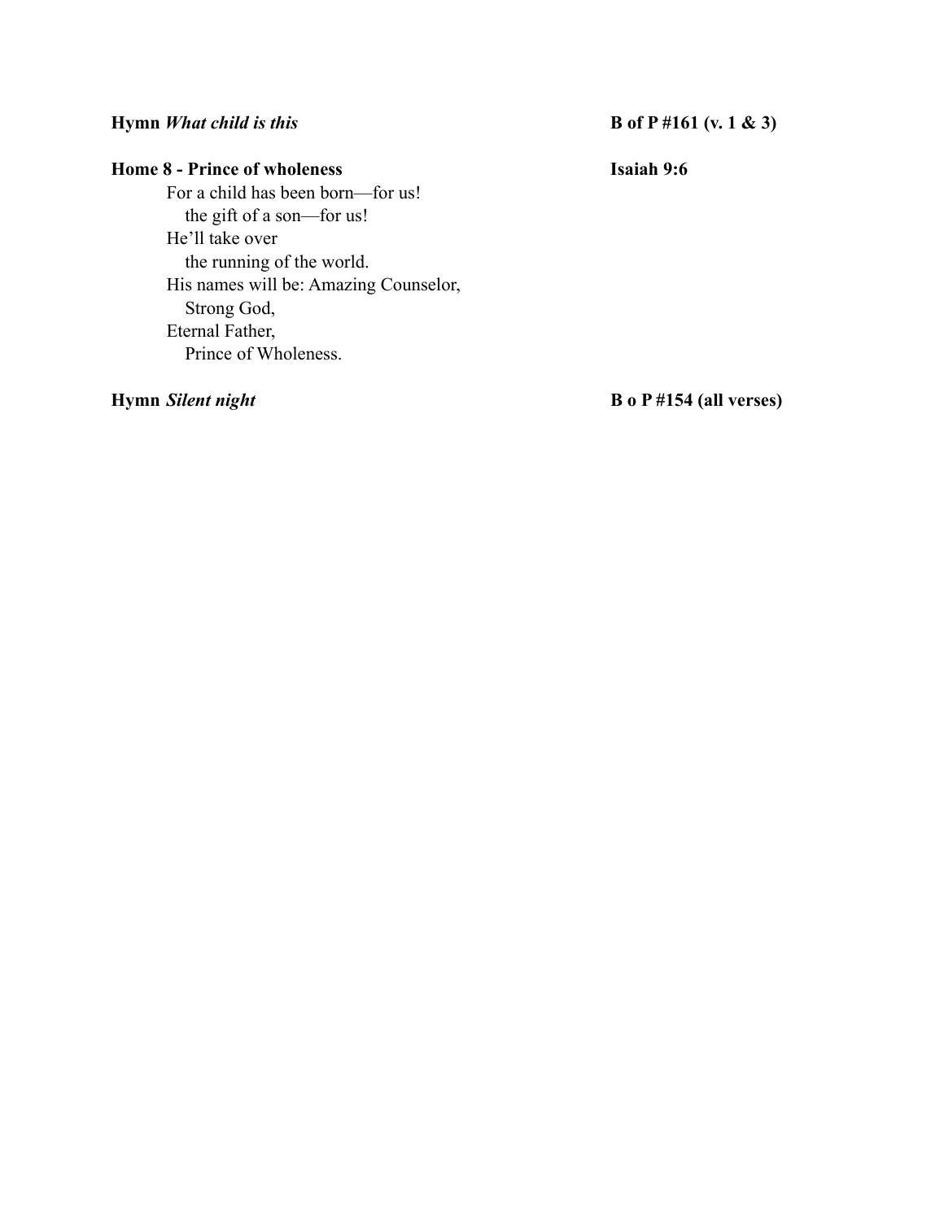**Hymn *What child is this*** **B of P #161 (v. 1 & 3)**

**Home 8 - Prince of wholeness** **Isaiah 9:6**

For a child has been born—for us!
  the gift of a son—for us!
He'll take over
  the running of the world.
His names will be: Amazing Counselor,
  Strong God,
Eternal Father,
  Prince of Wholeness.

**Hymn *Silent night*** **B o P #154 (all verses)**